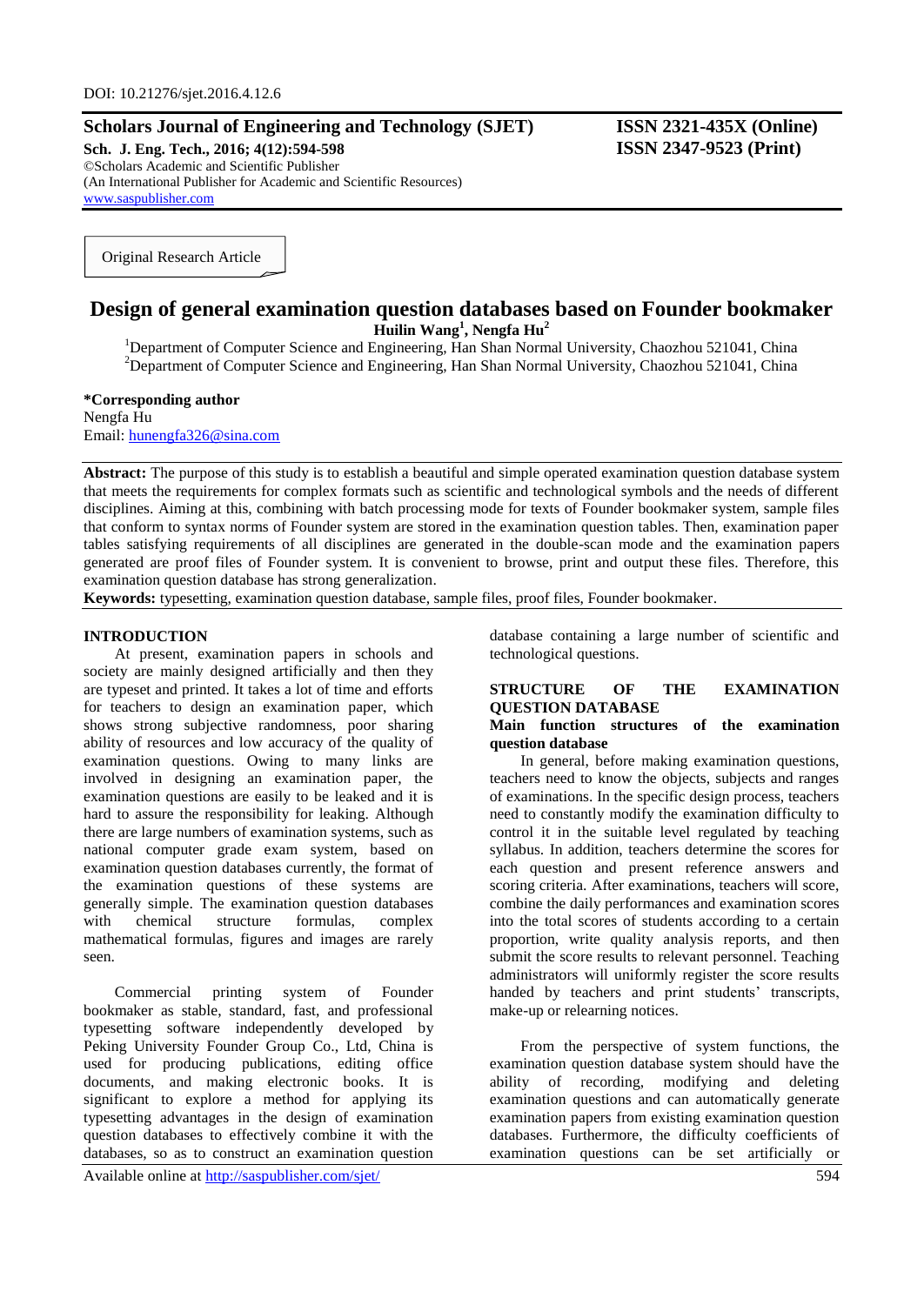DOI: 10.21276/sjet.2016.4.12.6

**Scholars Journal of Engineering and Technology (SJET)**
**Sch. J. Eng. Tech., 2016; 4(12):594-598**
©Scholars Academic and Scientific Publisher
(An International Publisher for Academic and Scientific Resources)
www.saspublisher.com

**ISSN 2321-435X (Online)**
**ISSN 2347-9523 (Print)**

Original Research Article

# Design of general examination question databases based on Founder bookmaker

**Huilin Wang[1], Nengfa Hu[2]**

[1]Department of Computer Science and Engineering, Han Shan Normal University, Chaozhou 521041, China
[2]Department of Computer Science and Engineering, Han Shan Normal University, Chaozhou 521041, China

**\*Corresponding author**
Nengfa Hu
Email: hunengfa326@sina.com

**Abstract:** The purpose of this study is to establish a beautiful and simple operated examination question database system that meets the requirements for complex formats such as scientific and technological symbols and the needs of different disciplines. Aiming at this, combining with batch processing mode for texts of Founder bookmaker system, sample files that conform to syntax norms of Founder system are stored in the examination question tables. Then, examination paper tables satisfying requirements of all disciplines are generated in the double-scan mode and the examination papers generated are proof files of Founder system. It is convenient to browse, print and output these files. Therefore, this examination question database has strong generalization.

**Keywords:** typesetting, examination question database, sample files, proof files, Founder bookmaker.

## INTRODUCTION

At present, examination papers in schools and society are mainly designed artificially and then they are typeset and printed. It takes a lot of time and efforts for teachers to design an examination paper, which shows strong subjective randomness, poor sharing ability of resources and low accuracy of the quality of examination questions. Owing to many links are involved in designing an examination paper, the examination questions are easily to be leaked and it is hard to assure the responsibility for leaking. Although there are large numbers of examination systems, such as national computer grade exam system, based on examination question databases currently, the format of the examination questions of these systems are generally simple. The examination question databases with chemical structure formulas, complex mathematical formulas, figures and images are rarely seen.

Commercial printing system of Founder bookmaker as stable, standard, fast, and professional typesetting software independently developed by Peking University Founder Group Co., Ltd, China is used for producing publications, editing office documents, and making electronic books. It is significant to explore a method for applying its typesetting advantages in the design of examination question databases to effectively combine it with the databases, so as to construct an examination question database containing a large number of scientific and technological questions.

## STRUCTURE OF THE EXAMINATION QUESTION DATABASE

### Main function structures of the examination question database

In general, before making examination questions, teachers need to know the objects, subjects and ranges of examinations. In the specific design process, teachers need to constantly modify the examination difficulty to control it in the suitable level regulated by teaching syllabus. In addition, teachers determine the scores for each question and present reference answers and scoring criteria. After examinations, teachers will score, combine the daily performances and examination scores into the total scores of students according to a certain proportion, write quality analysis reports, and then submit the score results to relevant personnel. Teaching administrators will uniformly register the score results handed by teachers and print students' transcripts, make-up or relearning notices.

From the perspective of system functions, the examination question database system should have the ability of recording, modifying and deleting examination questions and can automatically generate examination papers from existing examination question databases. Furthermore, the difficulty coefficients of examination questions can be set artificially or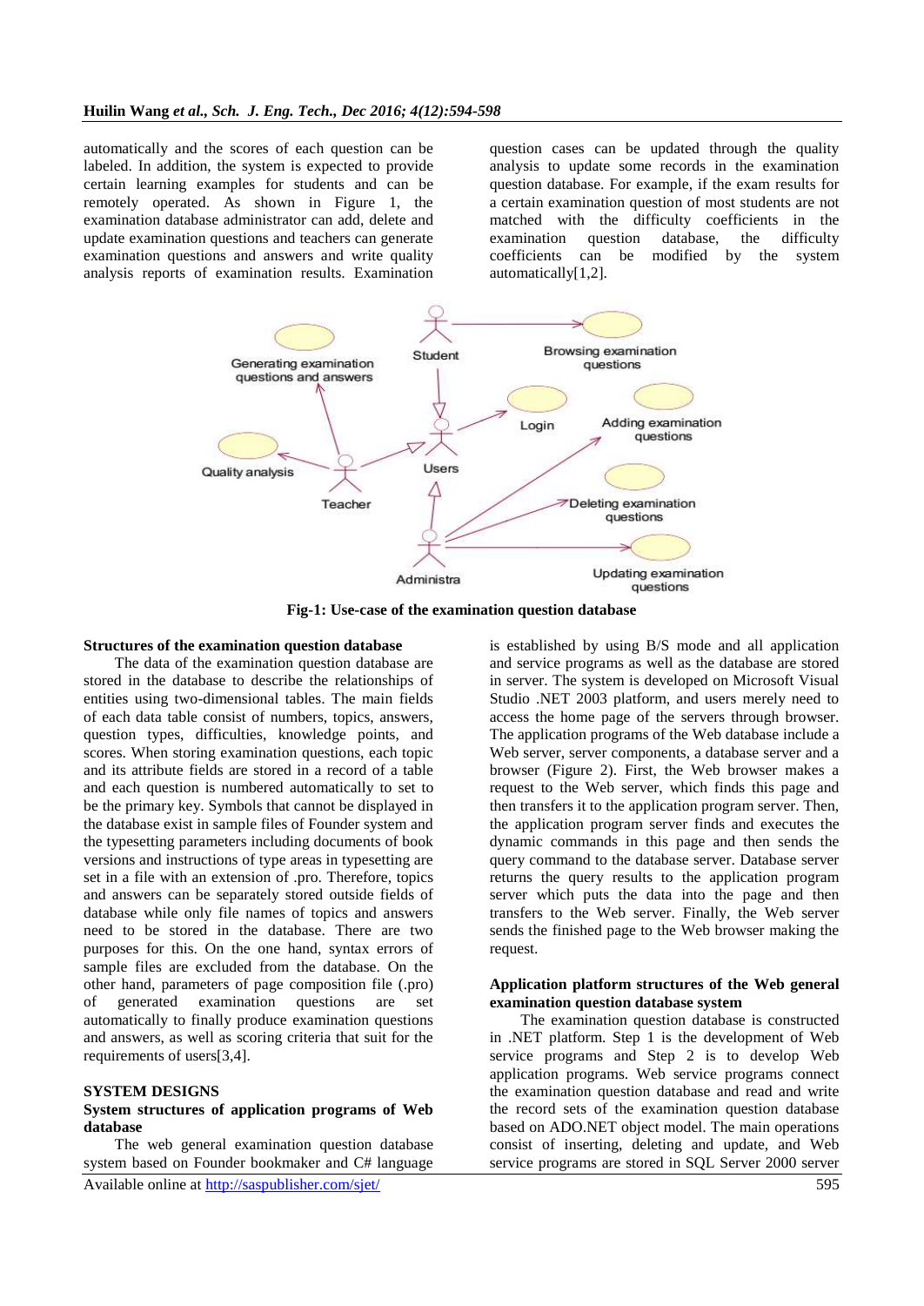automatically and the scores of each question can be labeled. In addition, the system is expected to provide certain learning examples for students and can be remotely operated. As shown in Figure 1, the examination database administrator can add, delete and update examination questions and teachers can generate examination questions and answers and write quality analysis reports of examination results. Examination question cases can be updated through the quality analysis to update some records in the examination question database. For example, if the exam results for a certain examination question of most students are not matched with the difficulty coefficients in the examination question database, the difficulty coefficients can be modified by the system automatically[1,2].

**Fig-1: Use-case of the examination question database**

### Structures of the examination question database

The data of the examination question database are stored in the database to describe the relationships of entities using two-dimensional tables. The main fields of each data table consist of numbers, topics, answers, question types, difficulties, knowledge points, and scores. When storing examination questions, each topic and its attribute fields are stored in a record of a table and each question is numbered automatically to set to be the primary key. Symbols that cannot be displayed in the database exist in sample files of Founder system and the typesetting parameters including documents of book versions and instructions of type areas in typesetting are set in a file with an extension of .pro. Therefore, topics and answers can be separately stored outside fields of database while only file names of topics and answers need to be stored in the database. There are two purposes for this. On the one hand, syntax errors of sample files are excluded from the database. On the other hand, parameters of page composition file (.pro) of generated examination questions are set automatically to finally produce examination questions and answers, as well as scoring criteria that suit for the requirements of users[3,4].

## SYSTEM DESIGNS

### System structures of application programs of Web database

The web general examination question database system based on Founder bookmaker and C# language is established by using B/S mode and all application and service programs as well as the database are stored in server. The system is developed on Microsoft Visual Studio .NET 2003 platform, and users merely need to access the home page of the servers through browser. The application programs of the Web database include a Web server, server components, a database server and a browser (Figure 2). First, the Web browser makes a request to the Web server, which finds this page and then transfers it to the application program server. Then, the application program server finds and executes the dynamic commands in this page and then sends the query command to the database server. Database server returns the query results to the application program server which puts the data into the page and then transfers to the Web server. Finally, the Web server sends the finished page to the Web browser making the request.

### Application platform structures of the Web general examination question database system

The examination question database is constructed in .NET platform. Step 1 is the development of Web service programs and Step 2 is to develop Web application programs. Web service programs connect the examination question database and read and write the record sets of the examination question database based on ADO.NET object model. The main operations consist of inserting, deleting and update, and Web service programs are stored in SQL Server 2000 server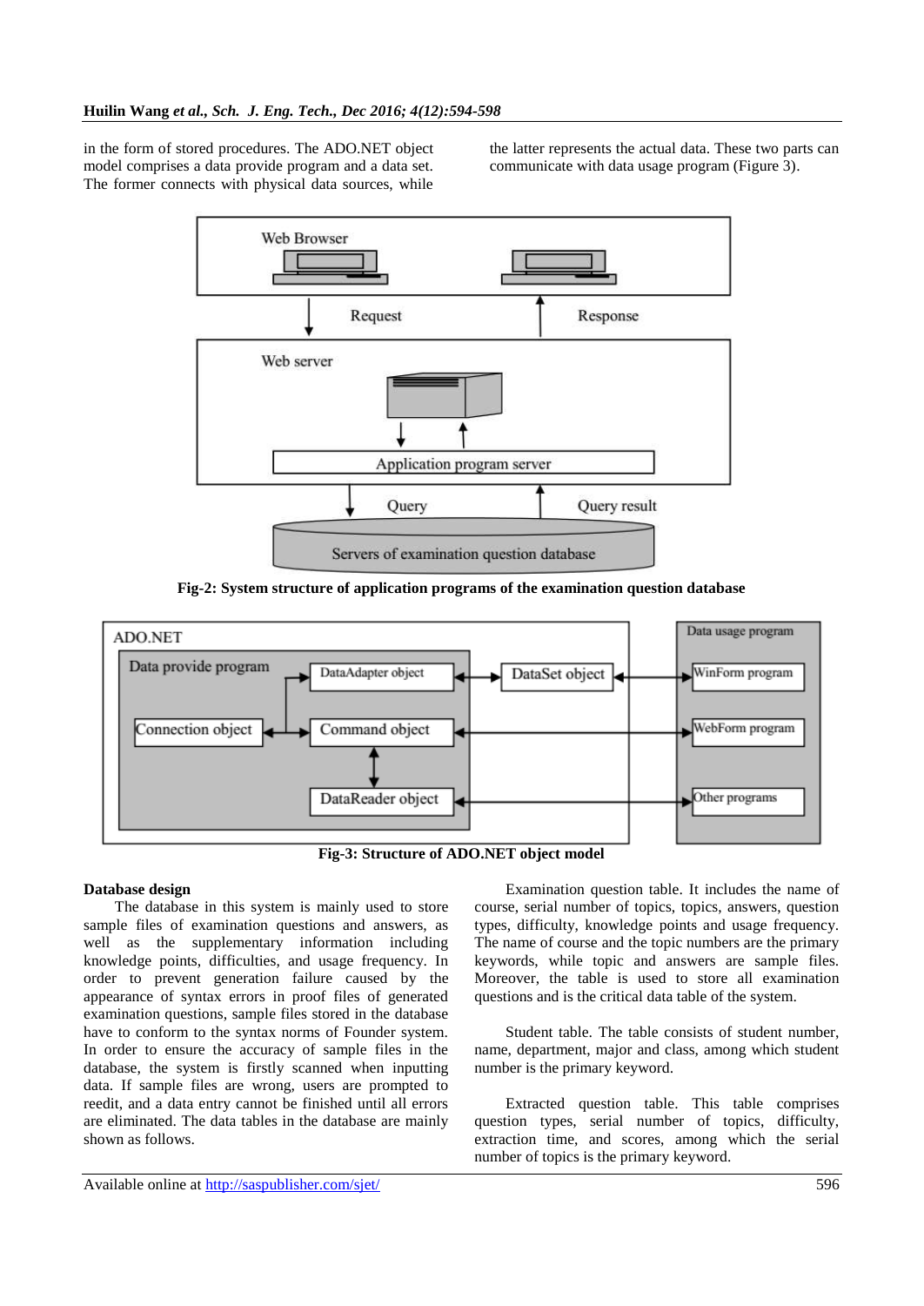in the form of stored procedures. The ADO.NET object model comprises a data provide program and a data set. The former connects with physical data sources, while the latter represents the actual data. These two parts can communicate with data usage program (Figure 3).

**Fig-2: System structure of application programs of the examination question database**

**Fig-3: Structure of ADO.NET object model**

**Database design**

The database in this system is mainly used to store sample files of examination questions and answers, as well as the supplementary information including knowledge points, difficulties, and usage frequency. In order to prevent generation failure caused by the appearance of syntax errors in proof files of generated examination questions, sample files stored in the database have to conform to the syntax norms of Founder system. In order to ensure the accuracy of sample files in the database, the system is firstly scanned when inputting data. If sample files are wrong, users are prompted to reedit, and a data entry cannot be finished until all errors are eliminated. The data tables in the database are mainly shown as follows.

Examination question table. It includes the name of course, serial number of topics, topics, answers, question types, difficulty, knowledge points and usage frequency. The name of course and the topic numbers are the primary keywords, while topic and answers are sample files. Moreover, the table is used to store all examination questions and is the critical data table of the system.

Student table. The table consists of student number, name, department, major and class, among which student number is the primary keyword.

Extracted question table. This table comprises question types, serial number of topics, difficulty, extraction time, and scores, among which the serial number of topics is the primary keyword.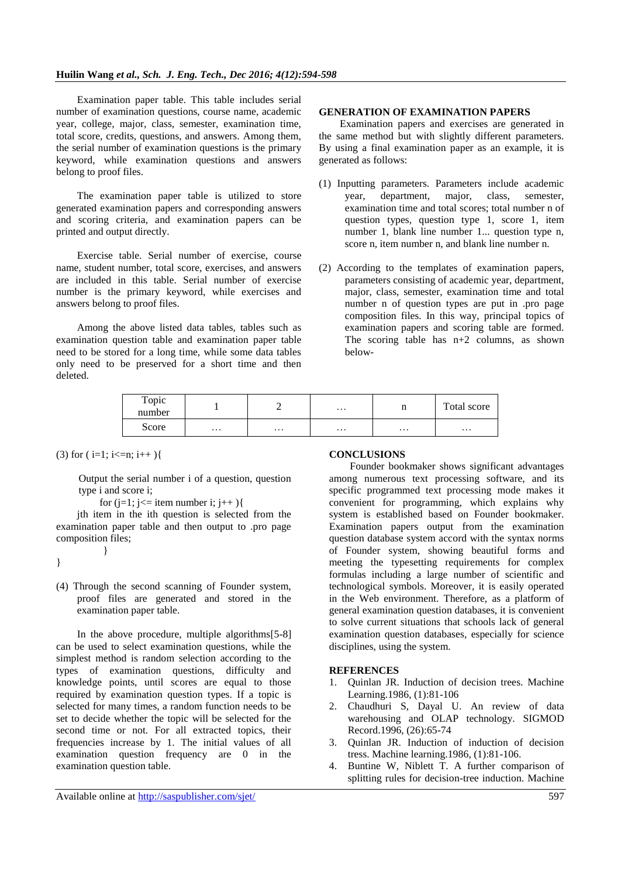Examination paper table. This table includes serial number of examination questions, course name, academic year, college, major, class, semester, examination time, total score, credits, questions, and answers. Among them, the serial number of examination questions is the primary keyword, while examination questions and answers belong to proof files.

The examination paper table is utilized to store generated examination papers and corresponding answers and scoring criteria, and examination papers can be printed and output directly.

Exercise table. Serial number of exercise, course name, student number, total score, exercises, and answers are included in this table. Serial number of exercise number is the primary keyword, while exercises and answers belong to proof files.

Among the above listed data tables, tables such as examination question table and examination paper table need to be stored for a long time, while some data tables only need to be preserved for a short time and then deleted.

## GENERATION OF EXAMINATION PAPERS

Examination papers and exercises are generated in the same method but with slightly different parameters. By using a final examination paper as an example, it is generated as follows:

(1) Inputting parameters. Parameters include academic year, department, major, class, semester, examination time and total scores; total number n of question types, question type 1, score 1, item number 1, blank line number 1... question type n, score n, item number n, and blank line number n.

(2) According to the templates of examination papers, parameters consisting of academic year, department, major, class, semester, examination time and total number n of question types are put in .pro page composition files. In this way, principal topics of examination papers and scoring table are formed. The scoring table has n+2 columns, as shown below-

| Topic number | 1 | 2 | … | n | Total score |
|---|---|---|---|---|---|
| Score | … | … | … | … | … |

(3) for ( i=1; i<=n; i++ ){

Output the serial number i of a question, question type i and score i;

for (j=1; j<= item number i; j++ ){

jth item in the ith question is selected from the examination paper table and then output to .pro page composition files;

}

}

(4) Through the second scanning of Founder system, proof files are generated and stored in the examination paper table.

In the above procedure, multiple algorithms[5-8] can be used to select examination questions, while the simplest method is random selection according to the types of examination questions, difficulty and knowledge points, until scores are equal to those required by examination question types. If a topic is selected for many times, a random function needs to be set to decide whether the topic will be selected for the second time or not. For all extracted topics, their frequencies increase by 1. The initial values of all examination question frequency are 0 in the examination question table.

## CONCLUSIONS

Founder bookmaker shows significant advantages among numerous text processing software, and its specific programmed text processing mode makes it convenient for programming, which explains why system is established based on Founder bookmaker. Examination papers output from the examination question database system accord with the syntax norms of Founder system, showing beautiful forms and meeting the typesetting requirements for complex formulas including a large number of scientific and technological symbols. Moreover, it is easily operated in the Web environment. Therefore, as a platform of general examination question databases, it is convenient to solve current situations that schools lack of general examination question databases, especially for science disciplines, using the system.

## REFERENCES

1. Quinlan JR. Induction of decision trees. Machine Learning.1986, (1):81-106
2. Chaudhuri S, Dayal U. An review of data warehousing and OLAP technology. SIGMOD Record.1996, (26):65-74
3. Quinlan JR. Induction of induction of decision tress. Machine learning.1986, (1):81-106.
4. Buntine W, Niblett T. A further comparison of splitting rules for decision-tree induction. Machine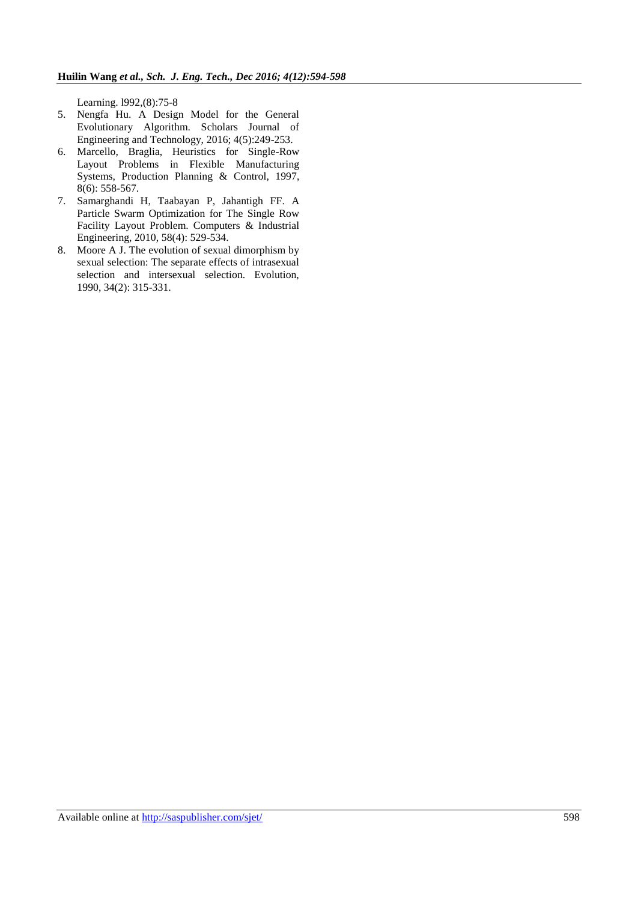Learning. l992,(8):75-8

5. Nengfa Hu. A Design Model for the General Evolutionary Algorithm. Scholars Journal of Engineering and Technology, 2016; 4(5):249-253.
6. Marcello, Braglia, Heuristics for Single-Row Layout Problems in Flexible Manufacturing Systems, Production Planning & Control, 1997, 8(6): 558-567.
7. Samarghandi H, Taabayan P, Jahantigh FF. A Particle Swarm Optimization for The Single Row Facility Layout Problem. Computers & Industrial Engineering, 2010, 58(4): 529-534.
8. Moore A J. The evolution of sexual dimorphism by sexual selection: The separate effects of intrasexual selection and intersexual selection. Evolution, 1990, 34(2): 315-331.